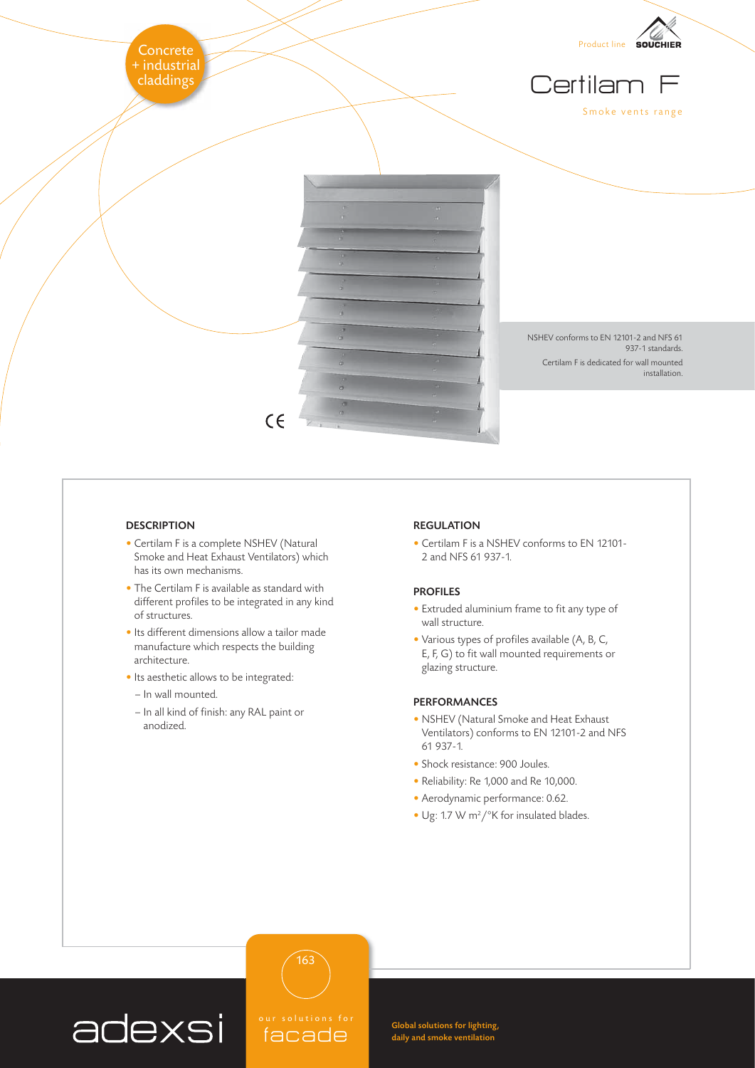Concrete + industrial claddings

Product line SOUCHIER

# Certilam F

Smoke vents range

CE

NSHEV conforms to EN 12101-2 and NFS 61 937-1 standards.
Certilam F is dedicated for wall mounted installation.

## DESCRIPTION

- Certilam F is a complete NSHEV (Natural Smoke and Heat Exhaust Ventilators) which has its own mechanisms.
- The Certilam F is available as standard with different profiles to be integrated in any kind of structures.
- Its different dimensions allow a tailor made manufacture which respects the building architecture.
- Its aesthetic allows to be integrated:
  - In wall mounted.
  - In all kind of finish: any RAL paint or anodized.

## REGULATION

- Certilam F is a NSHEV conforms to EN 12101-2 and NFS 61 937-1.

## PROFILES

- Extruded aluminium frame to fit any type of wall structure.
- Various types of profiles available (A, B, C, E, F, G) to fit wall mounted requirements or glazing structure.

## PERFORMANCES

- NSHEV (Natural Smoke and Heat Exhaust Ventilators) conforms to EN 12101-2 and NFS 61 937-1.
- Shock resistance: 900 Joules.
- Reliability: Re 1,000 and Re 10,000.
- Aerodynamic performance: 0.62.
- Ug: 1.7 W $m^2$/°K for insulated blades.

adexsi

our solutions for facade

Global solutions for lighting, daily and smoke ventilation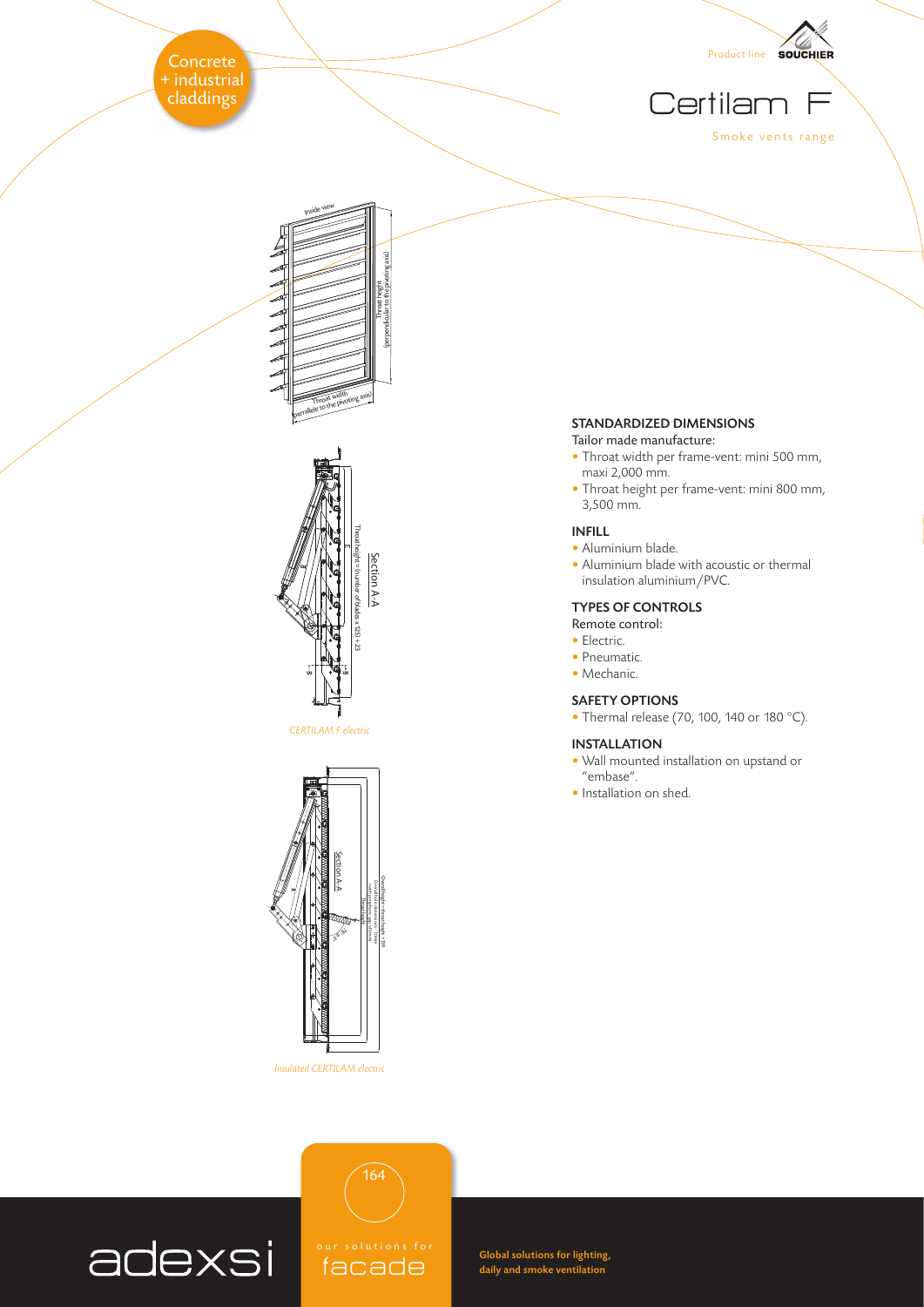Concrete + industrial claddings

Product line SOUCHIER

# Certilam F

Smoke vents range

Inside view

Throat width (parallele to the pivoting axis)

Throat height (perpendicular to the pivoting axis)

Section A-A

Throat height = (number of blades x 123) + 23

*CERTILAM F electric*

Section A-A

Overall height = throat height + 159

Throat height

*Insulated CERTILAM electric*

### STANDARDIZED DIMENSIONS

Tailor made manufacture:

- Throat width per frame-vent: mini 500 mm, maxi 2,000 mm.
- Throat height per frame-vent: mini 800 mm, 3,500 mm.

### INFILL

- Aluminium blade.
- Aluminium blade with acoustic or thermal insulation aluminium/PVC.

### TYPES OF CONTROLS

Remote control:

- Electric.
- Pneumatic.
- Mechanic.

### SAFETY OPTIONS

- Thermal release (70, 100, 140 or 180 °C).

### INSTALLATION

- Wall mounted installation on upstand or "embase".
- Installation on shed.

adexsi

our solutions for facade

Global solutions for lighting, daily and smoke ventilation